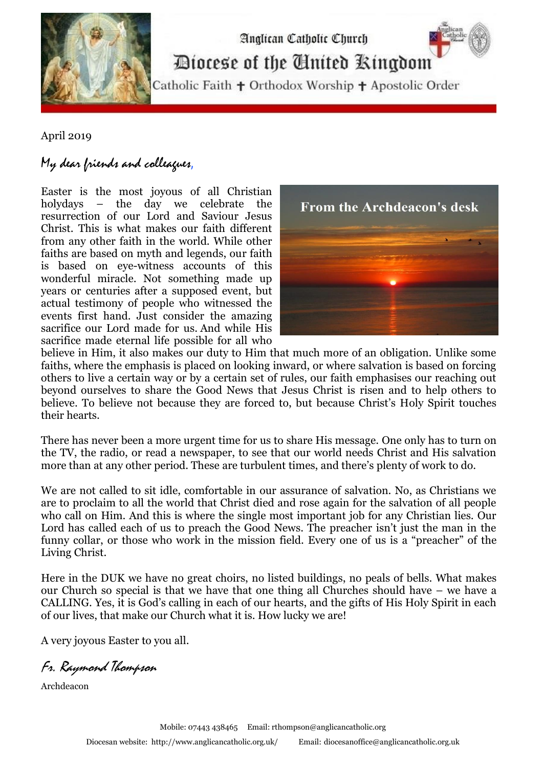Anglican Catholic Church

# Diocese of the United Kingdom

Catholic Faith ✝ Orthodox Worship ✝ Apostolic Order

April 2019

*My dear friends and colleagues,*

From the Archdeacon's desk

Easter is the most joyous of all Christian holydays – the day we celebrate the resurrection of our Lord and Saviour Jesus Christ. This is what makes our faith different from any other faith in the world. While other faiths are based on myth and legends, our faith is based on eye-witness accounts of this wonderful miracle. Not something made up years or centuries after a supposed event, but actual testimony of people who witnessed the events first hand. Just consider the amazing sacrifice our Lord made for us. And while His sacrifice made eternal life possible for all who believe in Him, it also makes our duty to Him that much more of an obligation. Unlike some faiths, where the emphasis is placed on looking inward, or where salvation is based on forcing others to live a certain way or by a certain set of rules, our faith emphasises our reaching out beyond ourselves to share the Good News that Jesus Christ is risen and to help others to believe. To believe not because they are forced to, but because Christ's Holy Spirit touches their hearts.

There has never been a more urgent time for us to share His message. One only has to turn on the TV, the radio, or read a newspaper, to see that our world needs Christ and His salvation more than at any other period. These are turbulent times, and there's plenty of work to do.

We are not called to sit idle, comfortable in our assurance of salvation. No, as Christians we are to proclaim to all the world that Christ died and rose again for the salvation of all people who call on Him. And this is where the single most important job for any Christian lies. Our Lord has called each of us to preach the Good News. The preacher isn't just the man in the funny collar, or those who work in the mission field. Every one of us is a "preacher" of the Living Christ.

Here in the DUK we have no great choirs, no listed buildings, no peals of bells. What makes our Church so special is that we have that one thing all Churches should have – we have a CALLING. Yes, it is God's calling in each of our hearts, and the gifts of His Holy Spirit in each of our lives, that make our Church what it is. How lucky we are!

A very joyous Easter to you all.

*Fr. Raymond Thompson*

Archdeacon

Mobile: 07443 438465 Email: rthompson@anglicancatholic.org

Diocesan website: http://www.anglicancatholic.org.uk/ Email: diocesanoffice@anglicancatholic.org.uk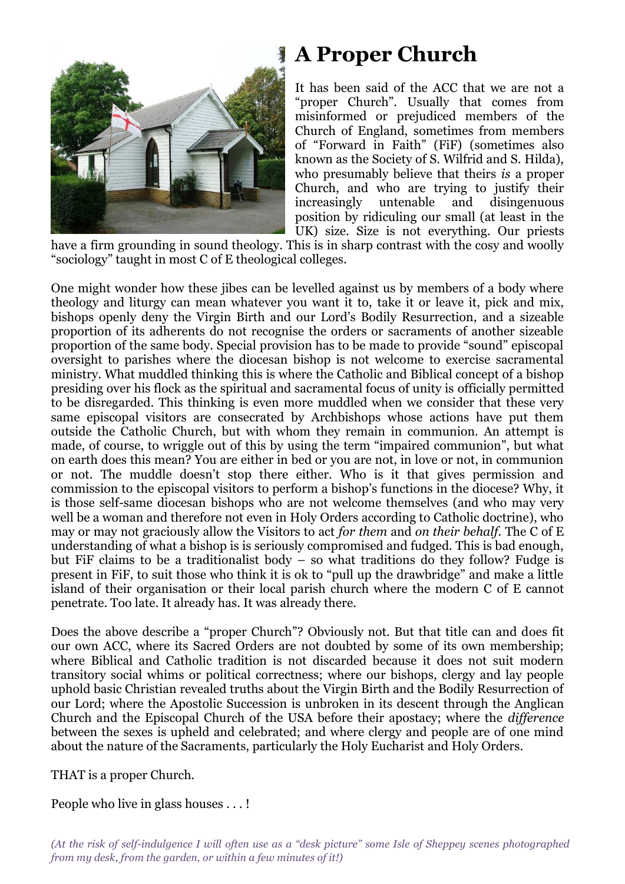# A Proper Church

It has been said of the ACC that we are not a "proper Church". Usually that comes from misinformed or prejudiced members of the Church of England, sometimes from members of "Forward in Faith" (FiF) (sometimes also known as the Society of S. Wilfrid and S. Hilda), who presumably believe that theirs *is* a proper Church, and who are trying to justify their increasingly untenable and disingenuous position by ridiculing our small (at least in the UK) size. Size is not everything. Our priests have a firm grounding in sound theology. This is in sharp contrast with the cosy and woolly "sociology" taught in most C of E theological colleges.

One might wonder how these jibes can be levelled against us by members of a body where theology and liturgy can mean whatever you want it to, take it or leave it, pick and mix, bishops openly deny the Virgin Birth and our Lord's Bodily Resurrection, and a sizeable proportion of its adherents do not recognise the orders or sacraments of another sizeable proportion of the same body. Special provision has to be made to provide "sound" episcopal oversight to parishes where the diocesan bishop is not welcome to exercise sacramental ministry. What muddled thinking this is where the Catholic and Biblical concept of a bishop presiding over his flock as the spiritual and sacramental focus of unity is officially permitted to be disregarded. This thinking is even more muddled when we consider that these very same episcopal visitors are consecrated by Archbishops whose actions have put them outside the Catholic Church, but with whom they remain in communion. An attempt is made, of course, to wriggle out of this by using the term "impaired communion", but what on earth does this mean? You are either in bed or you are not, in love or not, in communion or not. The muddle doesn't stop there either. Who is it that gives permission and commission to the episcopal visitors to perform a bishop's functions in the diocese? Why, it is those self-same diocesan bishops who are not welcome themselves (and who may very well be a woman and therefore not even in Holy Orders according to Catholic doctrine), who may or may not graciously allow the Visitors to act *for them* and *on their behalf.* The C of E understanding of what a bishop is is seriously compromised and fudged. This is bad enough, but FiF claims to be a traditionalist body – so what traditions do they follow? Fudge is present in FiF, to suit those who think it is ok to "pull up the drawbridge" and make a little island of their organisation or their local parish church where the modern C of E cannot penetrate. Too late. It already has. It was already there.

Does the above describe a "proper Church"? Obviously not. But that title can and does fit our own ACC, where its Sacred Orders are not doubted by some of its own membership; where Biblical and Catholic tradition is not discarded because it does not suit modern transitory social whims or political correctness; where our bishops, clergy and lay people uphold basic Christian revealed truths about the Virgin Birth and the Bodily Resurrection of our Lord; where the Apostolic Succession is unbroken in its descent through the Anglican Church and the Episcopal Church of the USA before their apostacy; where the *difference* between the sexes is upheld and celebrated; and where clergy and people are of one mind about the nature of the Sacraments, particularly the Holy Eucharist and Holy Orders.

THAT is a proper Church.

People who live in glass houses . . . !

*(At the risk of self-indulgence I will often use as a "desk picture" some Isle of Sheppey scenes photographed from my desk, from the garden, or within a few minutes of it!)*